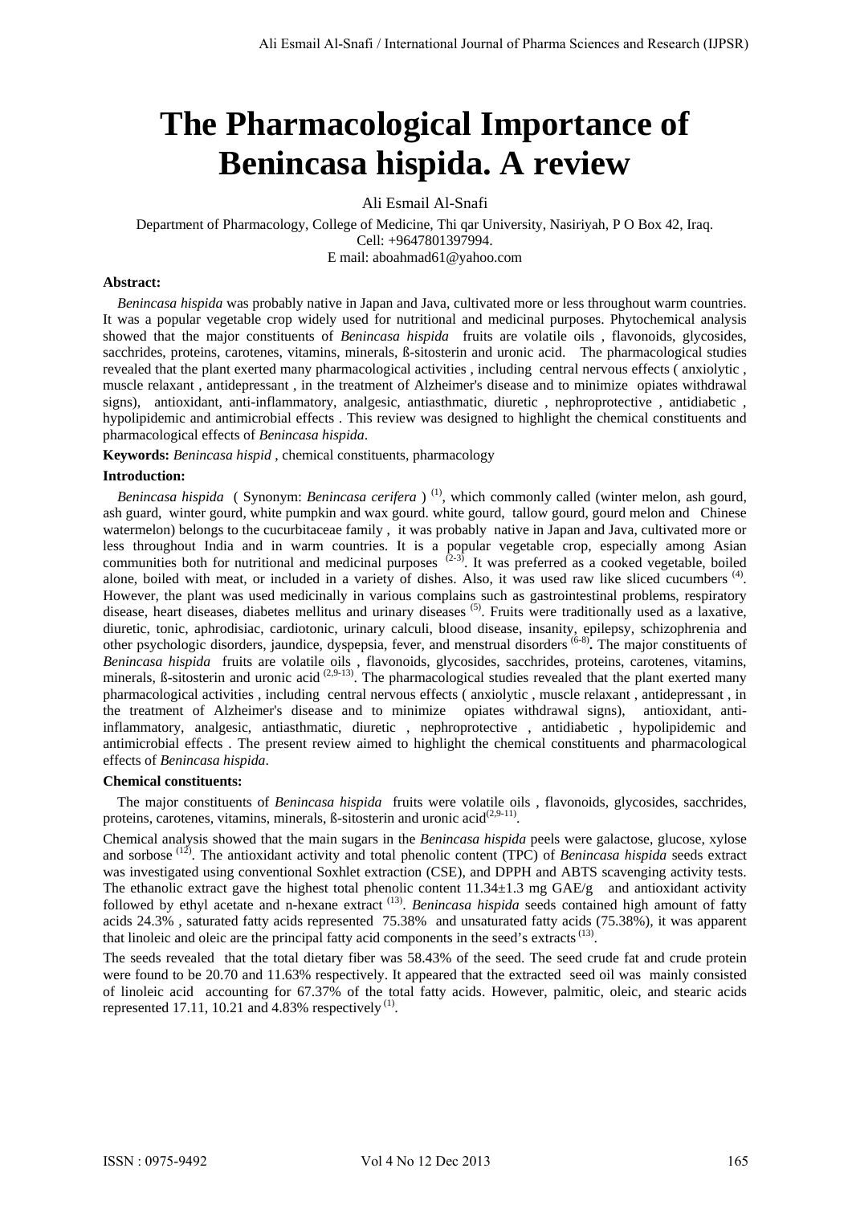# The Pharmacological Importance of Benincasa hispida. A review

Ali Esmail Al-Snafi

Department of Pharmacology, College of Medicine, Thi qar University, Nasiriyah, P O Box 42, Iraq.
Cell: +9647801397994.
E mail: aboahmad61@yahoo.com

**Abstract:**

*Benincasa hispida* was probably native in Japan and Java, cultivated more or less throughout warm countries. It was a popular vegetable crop widely used for nutritional and medicinal purposes. Phytochemical analysis showed that the major constituents of *Benincasa hispida* fruits are volatile oils , flavonoids, glycosides, sacchrides, proteins, carotenes, vitamins, minerals, ß-sitosterin and uronic acid. The pharmacological studies revealed that the plant exerted many pharmacological activities , including central nervous effects ( anxiolytic , muscle relaxant , antidepressant , in the treatment of Alzheimer's disease and to minimize opiates withdrawal signs), antioxidant, anti-inflammatory, analgesic, antiasthmatic, diuretic , nephroprotective , antidiabetic , hypolipidemic and antimicrobial effects . This review was designed to highlight the chemical constituents and pharmacological effects of *Benincasa hispida*.

**Keywords:** *Benincasa hispid* , chemical constituents, pharmacology

**Introduction:**

*Benincasa hispida* ( Synonym: *Benincasa cerifera* ) [1], which commonly called (winter melon, ash gourd, ash guard, winter gourd, white pumpkin and wax gourd. white gourd, tallow gourd, gourd melon and Chinese watermelon) belongs to the cucurbitaceae family , it was probably native in Japan and Java, cultivated more or less throughout India and in warm countries. It is a popular vegetable crop, especially among Asian communities both for nutritional and medicinal purposes [2-3]. It was preferred as a cooked vegetable, boiled alone, boiled with meat, or included in a variety of dishes. Also, it was used raw like sliced cucumbers [4]. However, the plant was used medicinally in various complains such as gastrointestinal problems, respiratory disease, heart diseases, diabetes mellitus and urinary diseases [5]. Fruits were traditionally used as a laxative, diuretic, tonic, aphrodisiac, cardiotonic, urinary calculi, blood disease, insanity, epilepsy, schizophrenia and other psychologic disorders, jaundice, dyspepsia, fever, and menstrual disorders [6-8]**.** The major constituents of *Benincasa hispida* fruits are volatile oils , flavonoids, glycosides, sacchrides, proteins, carotenes, vitamins, minerals, ß-sitosterin and uronic acid [2,9-13]. The pharmacological studies revealed that the plant exerted many pharmacological activities , including central nervous effects ( anxiolytic , muscle relaxant , antidepressant , in the treatment of Alzheimer's disease and to minimize opiates withdrawal signs), antioxidant, anti-inflammatory, analgesic, antiasthmatic, diuretic , nephroprotective , antidiabetic , hypolipidemic and antimicrobial effects . The present review aimed to highlight the chemical constituents and pharmacological effects of *Benincasa hispida*.

**Chemical constituents:**

The major constituents of *Benincasa hispida* fruits were volatile oils , flavonoids, glycosides, sacchrides, proteins, carotenes, vitamins, minerals, ß-sitosterin and uronic acid[2,9-11].

Chemical analysis showed that the main sugars in the *Benincasa hispida* peels were galactose, glucose, xylose and sorbose [12]. The antioxidant activity and total phenolic content (TPC) of *Benincasa hispida* seeds extract was investigated using conventional Soxhlet extraction (CSE), and DPPH and ABTS scavenging activity tests. The ethanolic extract gave the highest total phenolic content 11.34±1.3 mg GAE/g and antioxidant activity followed by ethyl acetate and n-hexane extract [13]. *Benincasa hispida* seeds contained high amount of fatty acids 24.3% , saturated fatty acids represented 75.38% and unsaturated fatty acids (75.38%), it was apparent that linoleic and oleic are the principal fatty acid components in the seed's extracts [13].

The seeds revealed that the total dietary fiber was 58.43% of the seed. The seed crude fat and crude protein were found to be 20.70 and 11.63% respectively. It appeared that the extracted seed oil was mainly consisted of linoleic acid accounting for 67.37% of the total fatty acids. However, palmitic, oleic, and stearic acids represented 17.11, 10.21 and 4.83% respectively [1].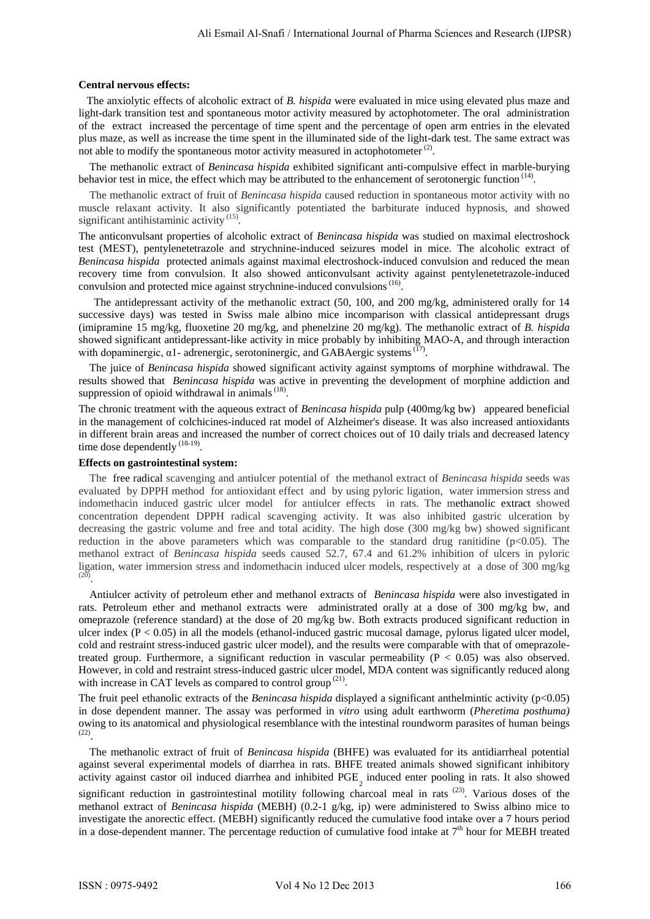**Central nervous effects:**

The anxiolytic effects of alcoholic extract of *B. hispida* were evaluated in mice using elevated plus maze and light-dark transition test and spontaneous motor activity measured by actophotometer. The oral administration of the extract increased the percentage of time spent and the percentage of open arm entries in the elevated plus maze, as well as increase the time spent in the illuminated side of the light-dark test. The same extract was not able to modify the spontaneous motor activity measured in actophotometer [2].

The methanolic extract of *Benincasa hispida* exhibited significant anti-compulsive effect in marble-burying behavior test in mice, the effect which may be attributed to the enhancement of serotonergic function [14].

The methanolic extract of fruit of *Benincasa hispida* caused reduction in spontaneous motor activity with no muscle relaxant activity. It also significantly potentiated the barbiturate induced hypnosis, and showed significant antihistaminic activity [15].

The anticonvulsant properties of alcoholic extract of *Benincasa hispida* was studied on maximal electroshock test (MEST), pentylenetetrazole and strychnine-induced seizures model in mice. The alcoholic extract of *Benincasa hispida* protected animals against maximal electroshock-induced convulsion and reduced the mean recovery time from convulsion. It also showed anticonvulsant activity against pentylenetetrazole-induced convulsion and protected mice against strychnine-induced convulsions [16].

The antidepressant activity of the methanolic extract (50, 100, and 200 mg/kg, administered orally for 14 successive days) was tested in Swiss male albino mice incomparison with classical antidepressant drugs (imipramine 15 mg/kg, fluoxetine 20 mg/kg, and phenelzine 20 mg/kg). The methanolic extract of *B. hispida* showed significant antidepressant-like activity in mice probably by inhibiting MAO-A, and through interaction with dopaminergic, α1- adrenergic, serotoninergic, and GABAergic systems [17].

The juice of *Benincasa hispida* showed significant activity against symptoms of morphine withdrawal. The results showed that *Benincasa hispida* was active in preventing the development of morphine addiction and suppression of opioid withdrawal in animals [18].

The chronic treatment with the aqueous extract of *Benincasa hispida* pulp (400mg/kg bw) appeared beneficial in the management of colchicines-induced rat model of Alzheimer's disease. It was also increased antioxidants in different brain areas and increased the number of correct choices out of 10 daily trials and decreased latency time dose dependently [18-19].

**Effects on gastrointestinal system:**

The free radical scavenging and antiulcer potential of the methanol extract of *Benincasa hispida* seeds was evaluated by DPPH method for antioxidant effect and by using pyloric ligation, water immersion stress and indomethacin induced gastric ulcer model for antiulcer effects in rats. The methanolic extract showed concentration dependent DPPH radical scavenging activity. It was also inhibited gastric ulceration by decreasing the gastric volume and free and total acidity. The high dose (300 mg/kg bw) showed significant reduction in the above parameters which was comparable to the standard drug ranitidine ($p<0.05$). The methanol extract of *Benincasa hispida* seeds caused 52.7, 67.4 and 61.2% inhibition of ulcers in pyloric ligation, water immersion stress and indomethacin induced ulcer models, respectively at a dose of 300 mg/kg [20].

Antiulcer activity of petroleum ether and methanol extracts of *Benincasa hispida* were also investigated in rats. Petroleum ether and methanol extracts were administrated orally at a dose of 300 mg/kg bw, and omeprazole (reference standard) at the dose of 20 mg/kg bw. Both extracts produced significant reduction in ulcer index ($P < 0.05$) in all the models (ethanol-induced gastric mucosal damage, pylorus ligated ulcer model, cold and restraint stress-induced gastric ulcer model), and the results were comparable with that of omeprazole-treated group. Furthermore, a significant reduction in vascular permeability ($P < 0.05$) was also observed. However, in cold and restraint stress-induced gastric ulcer model, MDA content was significantly reduced along with increase in CAT levels as compared to control group [21].

The fruit peel ethanolic extracts of the *Benincasa hispida* displayed a significant anthelmintic activity ($p<0.05$) in dose dependent manner. The assay was performed in *vitro* using adult earthworm (*Pheretima posthuma)* owing to its anatomical and physiological resemblance with the intestinal roundworm parasites of human beings [22].

The methanolic extract of fruit of *Benincasa hispida* (BHFE) was evaluated for its antidiarrheal potential against several experimental models of diarrhea in rats. BHFE treated animals showed significant inhibitory activity against castor oil induced diarrhea and inhibited $PGE_2$ induced enter pooling in rats. It also showed significant reduction in gastrointestinal motility following charcoal meal in rats [23]. Various doses of the methanol extract of *Benincasa hispida* (MEBH) (0.2-1 g/kg, ip) were administered to Swiss albino mice to investigate the anorectic effect. (MEBH) significantly reduced the cumulative food intake over a 7 hours period in a dose-dependent manner. The percentage reduction of cumulative food intake at 7$^{th}$ hour for MEBH treated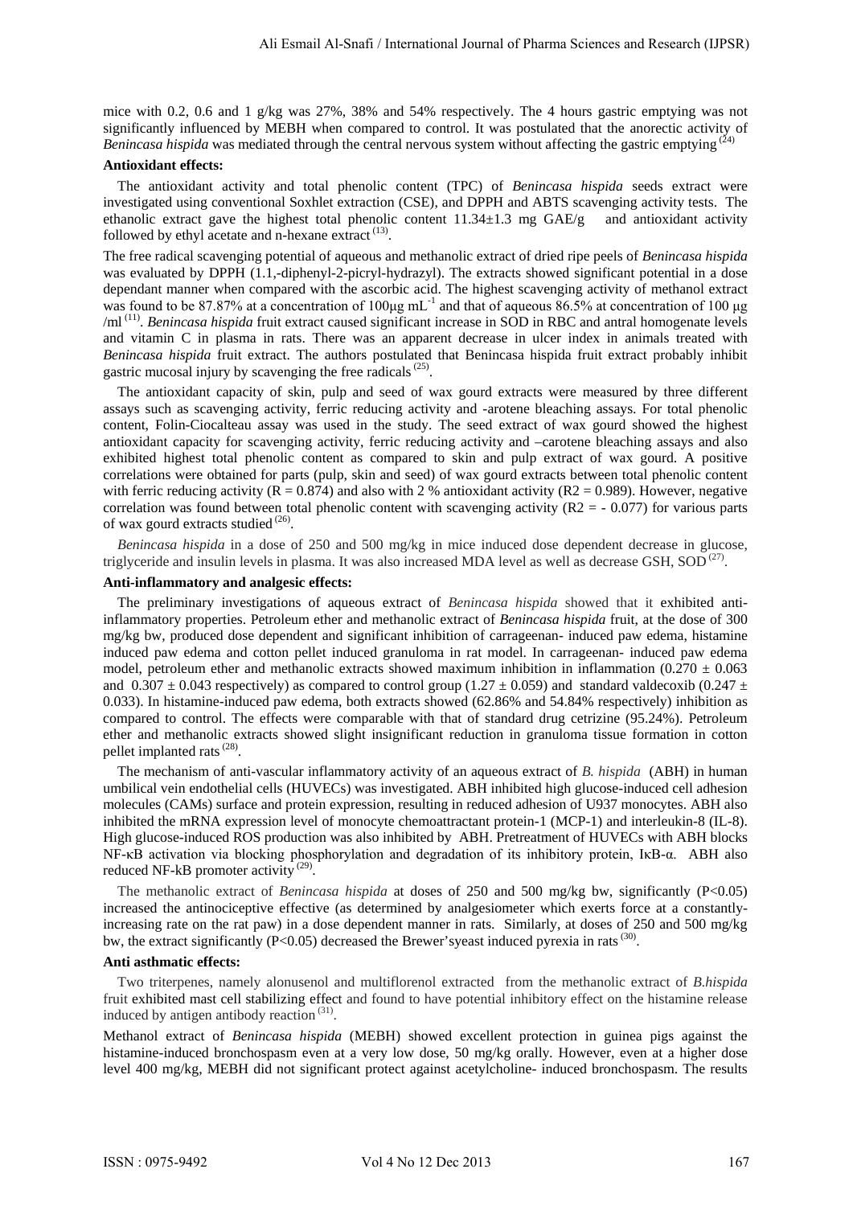mice with 0.2, 0.6 and 1 g/kg was 27%, 38% and 54% respectively. The 4 hours gastric emptying was not significantly influenced by MEBH when compared to control. It was postulated that the anorectic activity of *Benincasa hispida* was mediated through the central nervous system without affecting the gastric emptying [24]

**Antioxidant effects:**

The antioxidant activity and total phenolic content (TPC) of *Benincasa hispida* seeds extract were investigated using conventional Soxhlet extraction (CSE), and DPPH and ABTS scavenging activity tests. The ethanolic extract gave the highest total phenolic content 11.34±1.3 mg GAE/g and antioxidant activity followed by ethyl acetate and n-hexane extract [13].

The free radical scavenging potential of aqueous and methanolic extract of dried ripe peels of *Benincasa hispida* was evaluated by DPPH (1.1,-diphenyl-2-picryl-hydrazyl). The extracts showed significant potential in a dose dependant manner when compared with the ascorbic acid. The highest scavenging activity of methanol extract was found to be 87.87% at a concentration of 100μg $mL^{-1}$ and that of aqueous 86.5% at concentration of 100 μg /ml [11]. *Benincasa hispida* fruit extract caused significant increase in SOD in RBC and antral homogenate levels and vitamin C in plasma in rats. There was an apparent decrease in ulcer index in animals treated with *Benincasa hispida* fruit extract. The authors postulated that Benincasa hispida fruit extract probably inhibit gastric mucosal injury by scavenging the free radicals [25].

The antioxidant capacity of skin, pulp and seed of wax gourd extracts were measured by three different assays such as scavenging activity, ferric reducing activity and -arotene bleaching assays. For total phenolic content, Folin-Ciocalteau assay was used in the study. The seed extract of wax gourd showed the highest antioxidant capacity for scavenging activity, ferric reducing activity and –carotene bleaching assays and also exhibited highest total phenolic content as compared to skin and pulp extract of wax gourd. A positive correlations were obtained for parts (pulp, skin and seed) of wax gourd extracts between total phenolic content with ferric reducing activity (R = 0.874) and also with 2 % antioxidant activity (R2 = 0.989). However, negative correlation was found between total phenolic content with scavenging activity (R2 = - 0.077) for various parts of wax gourd extracts studied [26].

*Benincasa hispida* in a dose of 250 and 500 mg/kg in mice induced dose dependent decrease in glucose, triglyceride and insulin levels in plasma. It was also increased MDA level as well as decrease GSH, SOD [27].

**Anti-inflammatory and analgesic effects:**

The preliminary investigations of aqueous extract of *Benincasa hispida* showed that it exhibited anti-inflammatory properties. Petroleum ether and methanolic extract of *Benincasa hispida* fruit, at the dose of 300 mg/kg bw, produced dose dependent and significant inhibition of carrageenan- induced paw edema, histamine induced paw edema and cotton pellet induced granuloma in rat model. In carrageenan- induced paw edema model, petroleum ether and methanolic extracts showed maximum inhibition in inflammation (0.270 ± 0.063 and 0.307 ± 0.043 respectively) as compared to control group (1.27 ± 0.059) and standard valdecoxib (0.247 ± 0.033). In histamine-induced paw edema, both extracts showed (62.86% and 54.84% respectively) inhibition as compared to control. The effects were comparable with that of standard drug cetrizine (95.24%). Petroleum ether and methanolic extracts showed slight insignificant reduction in granuloma tissue formation in cotton pellet implanted rats [28].

The mechanism of anti-vascular inflammatory activity of an aqueous extract of *B. hispida* (ABH) in human umbilical vein endothelial cells (HUVECs) was investigated. ABH inhibited high glucose-induced cell adhesion molecules (CAMs) surface and protein expression, resulting in reduced adhesion of U937 monocytes. ABH also inhibited the mRNA expression level of monocyte chemoattractant protein-1 (MCP-1) and interleukin-8 (IL-8). High glucose-induced ROS production was also inhibited by ABH. Pretreatment of HUVECs with ABH blocks NF-κB activation via blocking phosphorylation and degradation of its inhibitory protein, IκB-α. ABH also reduced NF-kB promoter activity [29].

The methanolic extract of *Benincasa hispida* at doses of 250 and 500 mg/kg bw, significantly (P<0.05) increased the antinociceptive effective (as determined by analgesiometer which exerts force at a constantly-increasing rate on the rat paw) in a dose dependent manner in rats. Similarly, at doses of 250 and 500 mg/kg bw, the extract significantly (P<0.05) decreased the Brewer'syeast induced pyrexia in rats [30].

**Anti asthmatic effects:**

Two triterpenes, namely alonusenol and multiflorenol extracted from the methanolic extract of *B.hispida* fruit exhibited mast cell stabilizing effect and found to have potential inhibitory effect on the histamine release induced by antigen antibody reaction [31].

Methanol extract of *Benincasa hispida* (MEBH) showed excellent protection in guinea pigs against the histamine-induced bronchospasm even at a very low dose, 50 mg/kg orally. However, even at a higher dose level 400 mg/kg, MEBH did not significant protect against acetylcholine- induced bronchospasm. The results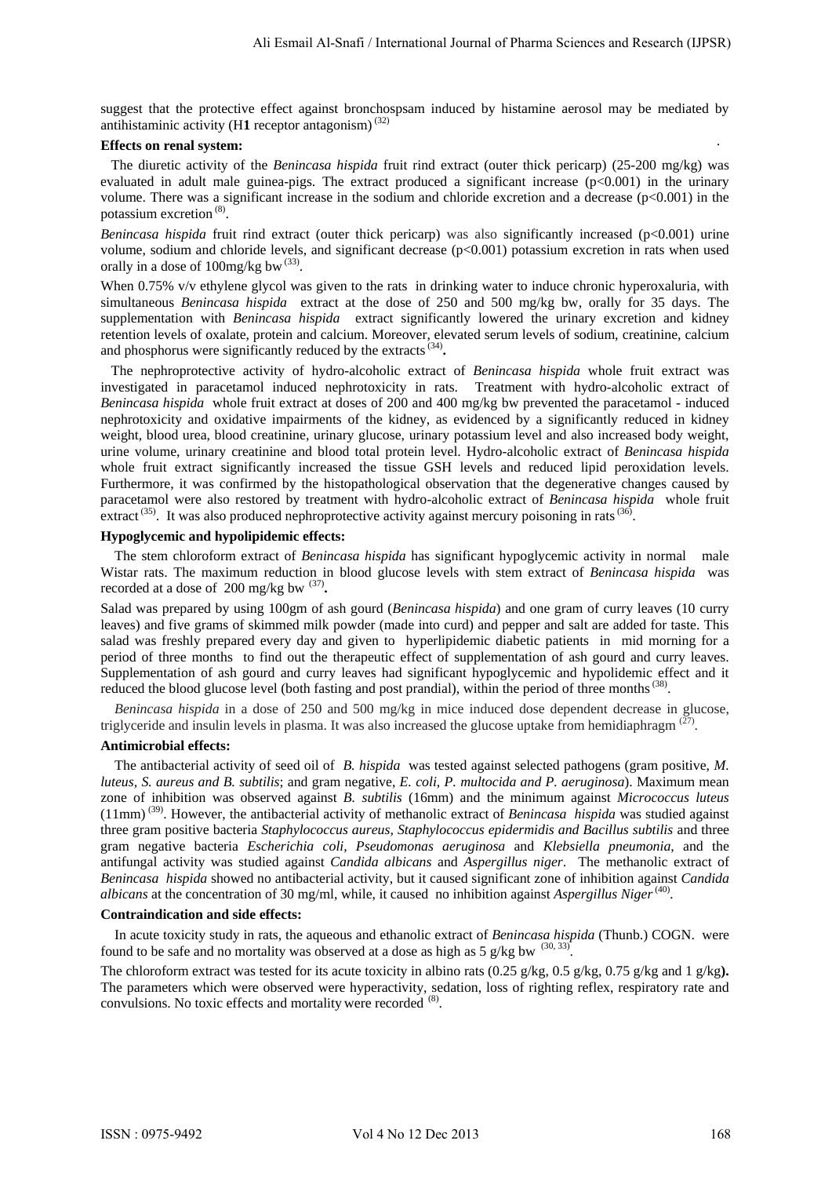suggest that the protective effect against bronchospsam induced by histamine aerosol may be mediated by antihistaminic activity (H**1** receptor antagonism) [32]

**Effects on renal system:**

The diuretic activity of the *Benincasa hispida* fruit rind extract (outer thick pericarp) (25-200 mg/kg) was evaluated in adult male guinea-pigs. The extract produced a significant increase ($p<0.001$) in the urinary volume. There was a significant increase in the sodium and chloride excretion and a decrease ($p<0.001$) in the potassium excretion [8].

*Benincasa hispida* fruit rind extract (outer thick pericarp) was also significantly increased ($p<0.001$) urine volume, sodium and chloride levels, and significant decrease ($p<0.001$) potassium excretion in rats when used orally in a dose of 100mg/kg bw [33].

When 0.75% v/v ethylene glycol was given to the rats in drinking water to induce chronic hyperoxaluria, with simultaneous *Benincasa hispida* extract at the dose of 250 and 500 mg/kg bw, orally for 35 days. The supplementation with *Benincasa hispida* extract significantly lowered the urinary excretion and kidney retention levels of oxalate, protein and calcium. Moreover, elevated serum levels of sodium, creatinine, calcium and phosphorus were significantly reduced by the extracts [34]**.**

The nephroprotective activity of hydro-alcoholic extract of *Benincasa hispida* whole fruit extract was investigated in paracetamol induced nephrotoxicity in rats. Treatment with hydro-alcoholic extract of *Benincasa hispida* whole fruit extract at doses of 200 and 400 mg/kg bw prevented the paracetamol - induced nephrotoxicity and oxidative impairments of the kidney, as evidenced by a significantly reduced in kidney weight, blood urea, blood creatinine, urinary glucose, urinary potassium level and also increased body weight, urine volume, urinary creatinine and blood total protein level. Hydro-alcoholic extract of *Benincasa hispida* whole fruit extract significantly increased the tissue GSH levels and reduced lipid peroxidation levels. Furthermore, it was confirmed by the histopathological observation that the degenerative changes caused by paracetamol were also restored by treatment with hydro-alcoholic extract of *Benincasa hispida* whole fruit extract [35]. It was also produced nephroprotective activity against mercury poisoning in rats [36].

**Hypoglycemic and hypolipidemic effects:**

The stem chloroform extract of *Benincasa hispida* has significant hypoglycemic activity in normal male Wistar rats. The maximum reduction in blood glucose levels with stem extract of *Benincasa hispida* was recorded at a dose of 200 mg/kg bw [37]**.**

Salad was prepared by using 100gm of ash gourd (*Benincasa hispida*) and one gram of curry leaves (10 curry leaves) and five grams of skimmed milk powder (made into curd) and pepper and salt are added for taste. This salad was freshly prepared every day and given to hyperlipidemic diabetic patients in mid morning for a period of three months to find out the therapeutic effect of supplementation of ash gourd and curry leaves. Supplementation of ash gourd and curry leaves had significant hypoglycemic and hypolidemic effect and it reduced the blood glucose level (both fasting and post prandial), within the period of three months [38].

*Benincasa hispida* in a dose of 250 and 500 mg/kg in mice induced dose dependent decrease in glucose, triglyceride and insulin levels in plasma. It was also increased the glucose uptake from hemidiaphragm [27].

**Antimicrobial effects:**

The antibacterial activity of seed oil of *B. hispida* was tested against selected pathogens (gram positive, *M. luteus, S. aureus and B. subtilis*; and gram negative, *E. coli, P. multocida and P. aeruginosa*). Maximum mean zone of inhibition was observed against *B. subtilis* (16mm) and the minimum against *Micrococcus luteus* (11mm) [39]. However, the antibacterial activity of methanolic extract of *Benincasa hispida* was studied against three gram positive bacteria *Staphylococcus aureus, Staphylococcus epidermidis and Bacillus subtilis* and three gram negative bacteria *Escherichia coli, Pseudomonas aeruginosa* and *Klebsiella pneumonia,* and the antifungal activity was studied against *Candida albicans* and *Aspergillus niger*. The methanolic extract of *Benincasa hispida* showed no antibacterial activity, but it caused significant zone of inhibition against *Candida albicans* at the concentration of 30 mg/ml, while, it caused no inhibition against *Aspergillus Niger* [40].

**Contraindication and side effects:**

In acute toxicity study in rats, the aqueous and ethanolic extract of *Benincasa hispida* (Thunb.) COGN. were found to be safe and no mortality was observed at a dose as high as 5 g/kg bw [30, 33].

The chloroform extract was tested for its acute toxicity in albino rats (0.25 g/kg, 0.5 g/kg, 0.75 g/kg and 1 g/kg**).** The parameters which were observed were hyperactivity, sedation, loss of righting reflex, respiratory rate and convulsions. No toxic effects and mortality were recorded [8].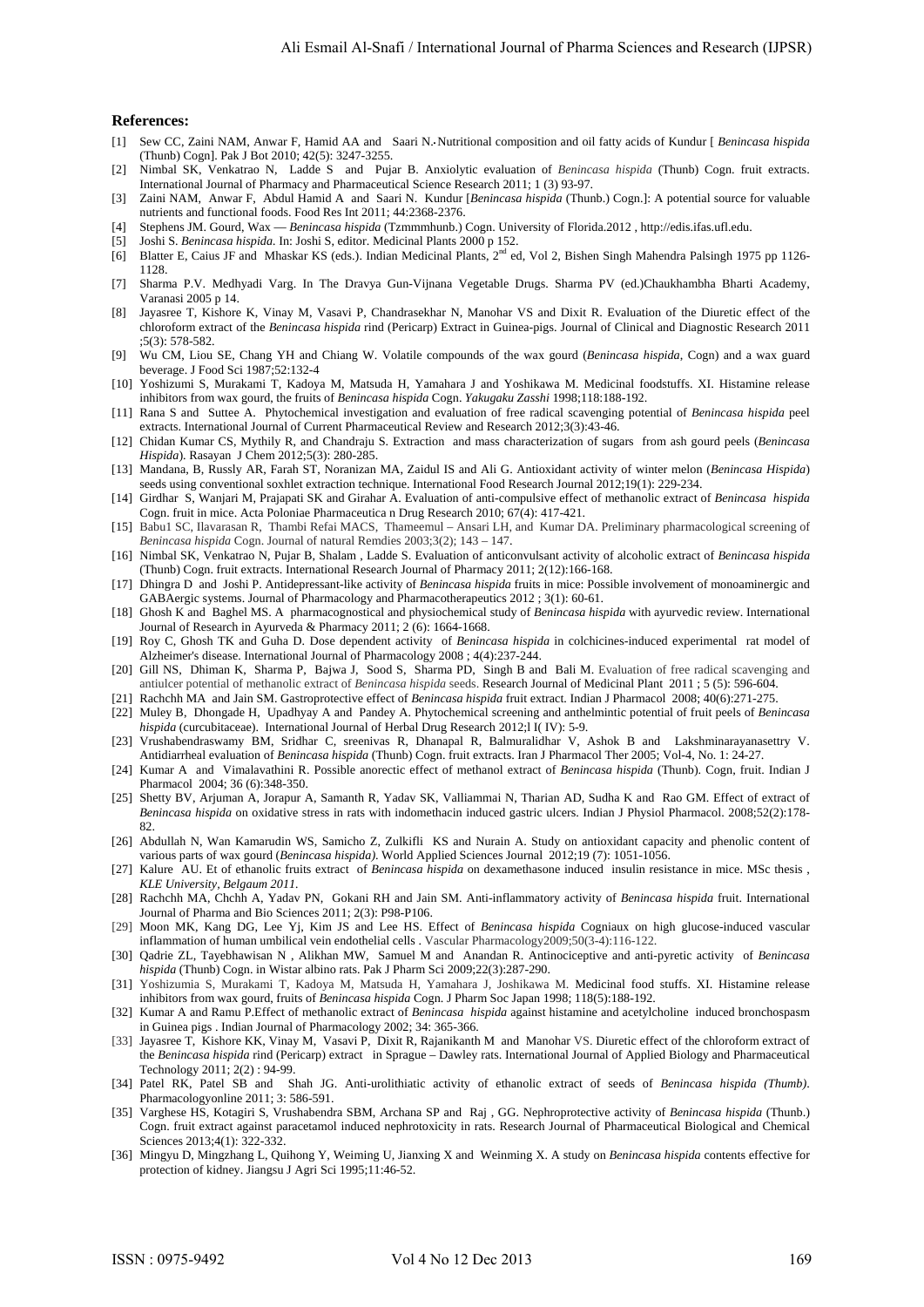## References:

[1] Sew CC, Zaini NAM, Anwar F, Hamid AA and Saari N. Nutritional composition and oil fatty acids of Kundur [ *Benincasa hispida* (Thunb) Cogn]. Pak J Bot 2010; 42(5): 3247-3255.

[2] Nimbal SK, Venkatrao N, Ladde S and Pujar B. Anxiolytic evaluation of *Benincasa hispida* (Thunb) Cogn. fruit extracts. International Journal of Pharmacy and Pharmaceutical Science Research 2011; 1 (3) 93-97.

[3] Zaini NAM, Anwar F, Abdul Hamid A and Saari N. Kundur [*Benincasa hispida* (Thunb.) Cogn.]: A potential source for valuable nutrients and functional foods. Food Res Int 2011; 44:2368-2376.

[4] Stephens JM. Gourd, Wax — *Benincasa hispida* (Tzmmmhunb.) Cogn. University of Florida.2012 , http://edis.ifas.ufl.edu.

[5] Joshi S. *Benincasa hispida*. In: Joshi S, editor. Medicinal Plants 2000 p 152.

[6] Blatter E, Caius JF and Mhaskar KS (eds.). Indian Medicinal Plants, 2nd ed, Vol 2, Bishen Singh Mahendra Palsingh 1975 pp 1126-1128.

[7] Sharma P.V. Medhyadi Varg. In The Dravya Gun-Vijnana Vegetable Drugs. Sharma PV (ed.)Chaukhambha Bharti Academy, Varanasi 2005 p 14.

[8] Jayasree T, Kishore K, Vinay M, Vasavi P, Chandrasekhar N, Manohar VS and Dixit R. Evaluation of the Diuretic effect of the chloroform extract of the *Benincasa hispida* rind (Pericarp) Extract in Guinea-pigs. Journal of Clinical and Diagnostic Research 2011 ;5(3): 578-582.

[9] Wu CM, Liou SE, Chang YH and Chiang W. Volatile compounds of the wax gourd (*Benincasa hispida*, Cogn) and a wax guard beverage. J Food Sci 1987;52:132-4

[10] Yoshizumi S, Murakami T, Kadoya M, Matsuda H, Yamahara J and Yoshikawa M. Medicinal foodstuffs. XI. Histamine release inhibitors from wax gourd, the fruits of *Benincasa hispida* Cogn. *Yakugaku Zasshi* 1998;118:188-192.

[11] Rana S and Suttee A. Phytochemical investigation and evaluation of free radical scavenging potential of *Benincasa hispida* peel extracts. International Journal of Current Pharmaceutical Review and Research 2012;3(3):43-46.

[12] Chidan Kumar CS, Mythily R, and Chandraju S. Extraction and mass characterization of sugars from ash gourd peels (*Benincasa Hispida*). Rasayan J Chem 2012;5(3): 280-285.

[13] Mandana, B, Russly AR, Farah ST, Noranizan MA, Zaidul IS and Ali G. Antioxidant activity of winter melon (*Benincasa Hispida*) seeds using conventional soxhlet extraction technique. International Food Research Journal 2012;19(1): 229-234.

[14] Girdhar S, Wanjari M, Prajapati SK and Girahar A. Evaluation of anti-compulsive effect of methanolic extract of *Benincasa hispida* Cogn. fruit in mice. Acta Poloniae Pharmaceutica n Drug Research 2010; 67(4): 417-421.

[15] Babu1 SC, Ilavarasan R, Thambi Refai MACS, Thameemul – Ansari LH, and Kumar DA. Preliminary pharmacological screening of *Benincasa hispida* Cogn. Journal of natural Remdies 2003;3(2); 143 – 147.

[16] Nimbal SK, Venkatrao N, Pujar B, Shalam , Ladde S. Evaluation of anticonvulsant activity of alcoholic extract of *Benincasa hispida* (Thunb) Cogn. fruit extracts. International Research Journal of Pharmacy 2011; 2(12):166-168.

[17] Dhingra D and Joshi P. Antidepressant-like activity of *Benincasa hispida* fruits in mice: Possible involvement of monoaminergic and GABAergic systems. Journal of Pharmacology and Pharmacotherapeutics 2012 ; 3(1): 60-61.

[18] Ghosh K and Baghel MS. A pharmacognostical and physiochemical study of *Benincasa hispida* with ayurvedic review. International Journal of Research in Ayurveda & Pharmacy 2011; 2 (6): 1664-1668.

[19] Roy C, Ghosh TK and Guha D. Dose dependent activity of *Benincasa hispida* in colchicines-induced experimental rat model of Alzheimer's disease. International Journal of Pharmacology 2008 ; 4(4):237-244.

[20] Gill NS, Dhiman K, Sharma P, Bajwa J, Sood S, Sharma PD, Singh B and Bali M. Evaluation of free radical scavenging and antiulcer potential of methanolic extract of *Benincasa hispida* seeds. Research Journal of Medicinal Plant 2011 ; 5 (5): 596-604.

[21] Rachchh MA and Jain SM. Gastroprotective effect of *Benincasa hispida* fruit extract. Indian J Pharmacol 2008; 40(6):271-275.

[22] Muley B, Dhongade H, Upadhyay A and Pandey A. Phytochemical screening and anthelmintic potential of fruit peels of *Benincasa hispida* (curcubitaceae). International Journal of Herbal Drug Research 2012;l I( IV): 5-9.

[23] Vrushabendraswamy BM, Sridhar C, sreenivas R, Dhanapal R, Balmuralidhar V, Ashok B and Lakshminarayanasettry V. Antidiarrheal evaluation of *Benincasa hispida* (Thunb) Cogn. fruit extracts. Iran J Pharmacol Ther 2005; Vol-4, No. 1: 24-27.

[24] Kumar A and Vimalavathini R. Possible anorectic effect of methanol extract of *Benincasa hispida* (Thunb). Cogn, fruit. Indian J Pharmacol 2004; 36 (6):348-350.

[25] Shetty BV, Arjuman A, Jorapur A, Samanth R, Yadav SK, Valliammai N, Tharian AD, Sudha K and Rao GM. Effect of extract of *Benincasa hispida* on oxidative stress in rats with indomethacin induced gastric ulcers. Indian J Physiol Pharmacol. 2008;52(2):178-82.

[26] Abdullah N, Wan Kamarudin WS, Samicho Z, Zulkifli KS and Nurain A. Study on antioxidant capacity and phenolic content of various parts of wax gourd (*Benincasa hispida)*. World Applied Sciences Journal 2012;19 (7): 1051-1056.

[27] Kalure AU. Et of ethanolic fruits extract of *Benincasa hispida* on dexamethasone induced insulin resistance in mice. MSc thesis , *KLE University, Belgaum 2011.*

[28] Rachchh MA, Chchh A, Yadav PN, Gokani RH and Jain SM. Anti-inflammatory activity of *Benincasa hispida* fruit. International Journal of Pharma and Bio Sciences 2011; 2(3): P98-P106.

[29] Moon MK, Kang DG, Lee Yj, Kim JS and Lee HS. Effect of *Benincasa hispida* Cogniaux on high glucose-induced vascular inflammation of human umbilical vein endothelial cells . Vascular Pharmacology2009;50(3-4):116-122.

[30] Qadrie ZL, Tayebhawisan N , Alikhan MW, Samuel M and Anandan R. Antinociceptive and anti-pyretic activity of *Benincasa hispida* (Thunb) Cogn. in Wistar albino rats. Pak J Pharm Sci 2009;22(3):287-290.

[31] Yoshizumia S, Murakami T, Kadoya M, Matsuda H, Yamahara J, Joshikawa M. Medicinal food stuffs. XI. Histamine release inhibitors from wax gourd, fruits of *Benincasa hispida* Cogn. J Pharm Soc Japan 1998; 118(5):188-192.

[32] Kumar A and Ramu P.Effect of methanolic extract of *Benincasa hispida* against histamine and acetylcholine induced bronchospasm in Guinea pigs . Indian Journal of Pharmacology 2002; 34: 365-366.

[33] Jayasree T, Kishore KK, Vinay M, Vasavi P, Dixit R, Rajanikanth M and Manohar VS. Diuretic effect of the chloroform extract of the *Benincasa hispida* rind (Pericarp) extract in Sprague – Dawley rats. International Journal of Applied Biology and Pharmaceutical Technology 2011; 2(2) : 94-99.

[34] Patel RK, Patel SB and Shah JG. Anti-urolithiatic activity of ethanolic extract of seeds of *Benincasa hispida (Thumb)*. Pharmacologyonline 2011; 3: 586-591.

[35] Varghese HS, Kotagiri S, Vrushabendra SBM, Archana SP and Raj , GG. Nephroprotective activity of *Benincasa hispida* (Thunb.) Cogn. fruit extract against paracetamol induced nephrotoxicity in rats. Research Journal of Pharmaceutical Biological and Chemical Sciences 2013;4(1): 322-332.

[36] Mingyu D, Mingzhang L, Quihong Y, Weiming U, Jianxing X and Weinming X. A study on *Benincasa hispida* contents effective for protection of kidney. Jiangsu J Agri Sci 1995;11:46-52.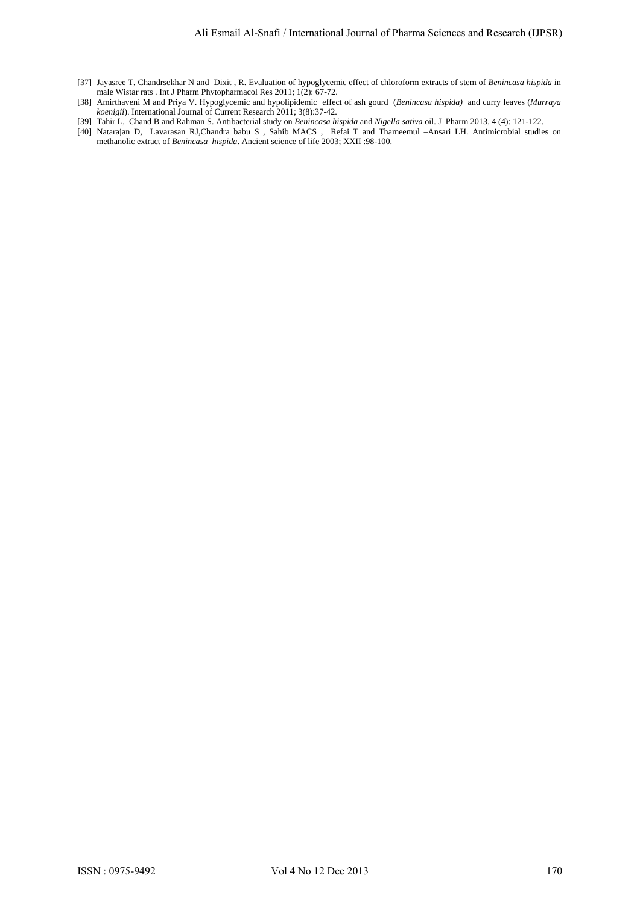- [37] Jayasree T, Chandrsekhar N and Dixit , R. Evaluation of hypoglycemic effect of chloroform extracts of stem of *Benincasa hispida* in male Wistar rats . Int J Pharm Phytopharmacol Res 2011; 1(2): 67-72.
- [38] Amirthaveni M and Priya V. Hypoglycemic and hypolipidemic effect of ash gourd (*Benincasa hispida)* and curry leaves (*Murraya koenigii*). International Journal of Current Research 2011; 3(8):37-42.
- [39] Tahir L, Chand B and Rahman S. Antibacterial study on *Benincasa hispida* and *Nigella sativa* oil. J Pharm 2013, 4 (4): 121-122.
- [40] Natarajan D, Lavarasan RJ,Chandra babu S , Sahib MACS , Refai T and Thameemul –Ansari LH. Antimicrobial studies on methanolic extract of *Benincasa hispida*. Ancient science of life 2003; XXII :98-100.